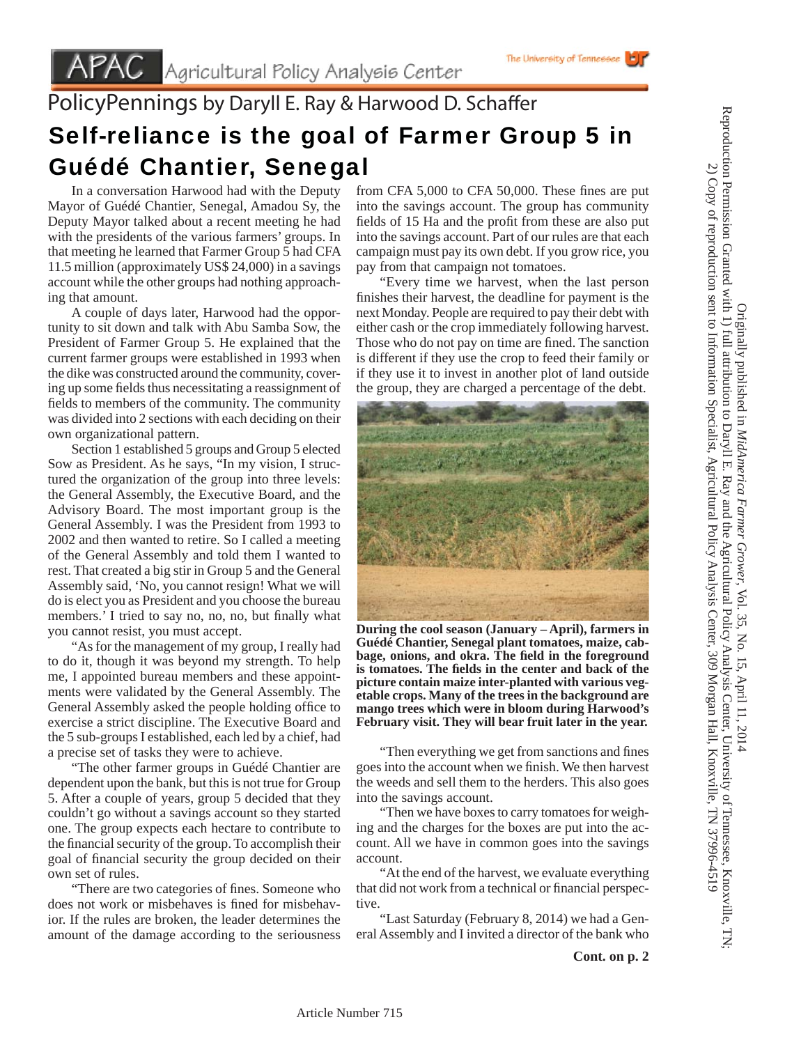APAC Agricultural Policy Analysis Center

PolicyPennings by Daryll E. Ray & Harwood D. Schaffer

# Self-reliance is the goal of Farmer Group 5 in Guédé Chantier, Senegal

In a conversation Harwood had with the Deputy Mayor of Guédé Chantier, Senegal, Amadou Sy, the Deputy Mayor talked about a recent meeting he had with the presidents of the various farmers' groups. In that meeting he learned that Farmer Group 5 had CFA 11.5 million (approximately US$ 24,000) in a savings account while the other groups had nothing approaching that amount.

A couple of days later, Harwood had the opportunity to sit down and talk with Abu Samba Sow, the President of Farmer Group 5. He explained that the current farmer groups were established in 1993 when the dike was constructed around the community, covering up some fields thus necessitating a reassignment of fields to members of the community. The community was divided into 2 sections with each deciding on their own organizational pattern.

Section 1 established 5 groups and Group 5 elected Sow as President. As he says, "In my vision, I structured the organization of the group into three levels: the General Assembly, the Executive Board, and the Advisory Board. The most important group is the General Assembly. I was the President from 1993 to 2002 and then wanted to retire. So I called a meeting of the General Assembly and told them I wanted to rest. That created a big stir in Group 5 and the General Assembly said, 'No, you cannot resign! What we will do is elect you as President and you choose the bureau members.' I tried to say no, no, no, but finally what you cannot resist, you must accept.

"As for the management of my group, I really had to do it, though it was beyond my strength. To help me, I appointed bureau members and these appointments were validated by the General Assembly. The General Assembly asked the people holding office to exercise a strict discipline. The Executive Board and the 5 sub-groups I established, each led by a chief, had a precise set of tasks they were to achieve.

"The other farmer groups in Guédé Chantier are dependent upon the bank, but this is not true for Group 5. After a couple of years, group 5 decided that they couldn't go without a savings account so they started one. The group expects each hectare to contribute to the financial security of the group. To accomplish their goal of financial security the group decided on their own set of rules.

"There are two categories of fines. Someone who does not work or misbehaves is fined for misbehavior. If the rules are broken, the leader determines the amount of the damage according to the seriousness from CFA 5,000 to CFA 50,000. These fines are put into the savings account. The group has community fields of 15 Ha and the profit from these are also put into the savings account. Part of our rules are that each campaign must pay its own debt. If you grow rice, you pay from that campaign not tomatoes.

"Every time we harvest, when the last person finishes their harvest, the deadline for payment is the next Monday. People are required to pay their debt with either cash or the crop immediately following harvest. Those who do not pay on time are fined. The sanction is different if they use the crop to feed their family or if they use it to invest in another plot of land outside the group, they are charged a percentage of the debt.

**During the cool season (January – April), farmers in Guédé Chantier, Senegal plant tomatoes, maize, cabbage, onions, and okra. The field in the foreground is tomatoes. The fields in the center and back of the picture contain maize inter-planted with various vegetable crops. Many of the trees in the background are mango trees which were in bloom during Harwood's February visit. They will bear fruit later in the year.**

"Then everything we get from sanctions and fines goes into the account when we finish. We then harvest the weeds and sell them to the herders. This also goes into the savings account.

"Then we have boxes to carry tomatoes for weighing and the charges for the boxes are put into the account. All we have in common goes into the savings account.

"At the end of the harvest, we evaluate everything that did not work from a technical or financial perspective.

"Last Saturday (February 8, 2014) we had a General Assembly and I invited a director of the bank who

**Cont. on p. 2**

Originally published in *MidAmerica Farmer Grower*, Vol. 35, No. 15, April 11, 2014

Reproduction Permission Granted with 1) full attribution to Daryll E. Ray and the Agricultural Policy Analysis Center, University of Tennessee, Knoxville, TN; 2) Copy of reproduction sent to Information Specialist, Agricultural Policy Analysis Center, 309 Morgan Hall, Knoxville, TN 37996-4519

Article Number 715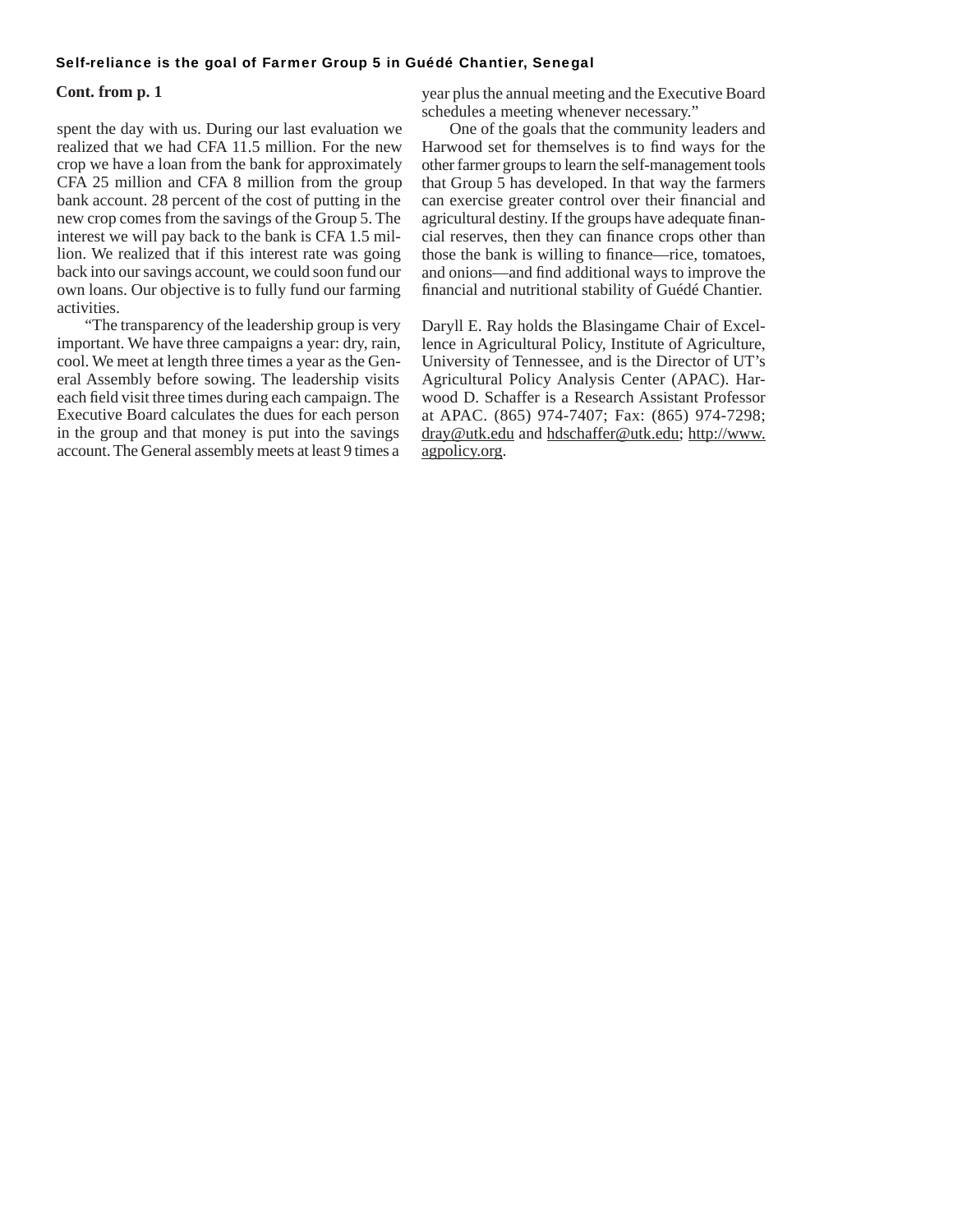**Cont. from p. 1**

spent the day with us. During our last evaluation we realized that we had CFA 11.5 million. For the new crop we have a loan from the bank for approximately CFA 25 million and CFA 8 million from the group bank account. 28 percent of the cost of putting in the new crop comes from the savings of the Group 5. The interest we will pay back to the bank is CFA 1.5 million. We realized that if this interest rate was going back into our savings account, we could soon fund our own loans. Our objective is to fully fund our farming activities.

"The transparency of the leadership group is very important. We have three campaigns a year: dry, rain, cool. We meet at length three times a year as the General Assembly before sowing. The leadership visits each field visit three times during each campaign. The Executive Board calculates the dues for each person in the group and that money is put into the savings account. The General assembly meets at least 9 times a year plus the annual meeting and the Executive Board schedules a meeting whenever necessary."

One of the goals that the community leaders and Harwood set for themselves is to find ways for the other farmer groups to learn the self-management tools that Group 5 has developed. In that way the farmers can exercise greater control over their financial and agricultural destiny. If the groups have adequate financial reserves, then they can finance crops other than those the bank is willing to finance—rice, tomatoes, and onions—and find additional ways to improve the financial and nutritional stability of Guédé Chantier.

Daryll E. Ray holds the Blasingame Chair of Excellence in Agricultural Policy, Institute of Agriculture, University of Tennessee, and is the Director of UT's Agricultural Policy Analysis Center (APAC). Harwood D. Schaffer is a Research Assistant Professor at APAC. (865) 974-7407; Fax: (865) 974-7298; dray@utk.edu and hdschaffer@utk.edu; http://www.agpolicy.org.